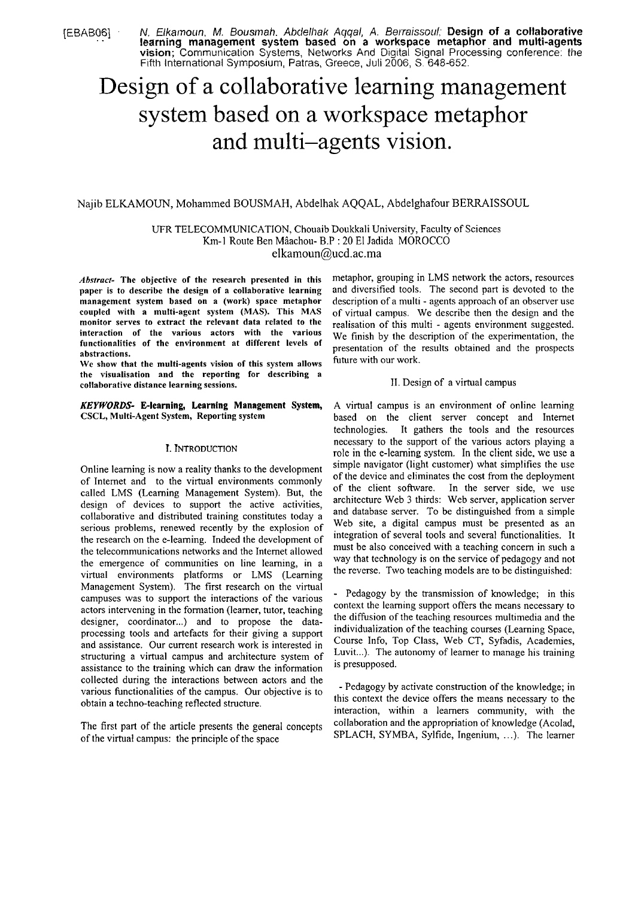[EBAB06] N. Elkamoun, M. Bousmah, Abdelhak Aqqal, A. Berraissoul; **Design of a collaborative learning management system based on a workspace metaphor and multi-agents vision**; Communication Systems, Networks And Digital Signal Processing conference: the Fifth International Symposium, Patras, Greece, Juli 2006, S. 648-652.

# Design of a collaborative learning management system based on a workspace metaphor and multi–agents vision.

Najib ELKAMOUN, Mohammed BOUSMAH, Abdelhak AQQAL, Abdelghafour BERRAISSOUL

UFR TELECOMMUNICATION, Chouaib Doukkali University, Faculty of Sciences
Km-1 Route Ben Mâachou- B.P : 20 El Jadida MOROCCO
elkamoun@ucd.ac.ma

***Abstract-*** **The objective of the research presented in this paper is to describe the design of a collaborative learning management system based on a (work) space metaphor coupled with a multi-agent system (MAS). This MAS monitor serves to extract the relevant data related to the interaction of the various actors with the various functionalities of the environment at different levels of abstractions.**

**We show that the multi-agents vision of this system allows the visualisation and the reporting for describing a collaborative distance learning sessions.**

***KEYWORDS-*** **E-learning, Learning Management System, CSCL, Multi-Agent System, Reporting system**

## I. Introduction

Online learning is now a reality thanks to the development of Internet and to the virtual environments commonly called LMS (Learning Management System). But, the design of devices to support the active activities, collaborative and distributed training constitutes today a serious problems, renewed recently by the explosion of the research on the e-learning. Indeed the development of the telecommunications networks and the Internet allowed the emergence of communities on line learning, in a virtual environments platforms or LMS (Learning Management System). The first research on the virtual campuses was to support the interactions of the various actors intervening in the formation (learner, tutor, teaching designer, coordinator...) and to propose the data-processing tools and artefacts for their giving a support and assistance. Our current research work is interested in structuring a virtual campus and architecture system of assistance to the training which can draw the information collected during the interactions between actors and the various functionalities of the campus. Our objective is to obtain a techno-teaching reflected structure.

The first part of the article presents the general concepts of the virtual campus: the principle of the space metaphor, grouping in LMS network the actors, resources and diversified tools. The second part is devoted to the description of a multi - agents approach of an observer use of virtual campus. We describe then the design and the realisation of this multi - agents environment suggested. We finish by the description of the experimentation, the presentation of the results obtained and the prospects future with our work.

## II. Design of a virtual campus

A virtual campus is an environment of online learning based on the client server concept and Internet technologies. It gathers the tools and the resources necessary to the support of the various actors playing a role in the e-learning system. In the client side, we use a simple navigator (light customer) what simplifies the use of the device and eliminates the cost from the deployment of the client software. In the server side, we use architecture Web 3 thirds: Web server, application server and database server. To be distinguished from a simple Web site, a digital campus must be presented as an integration of several tools and several functionalities. It must be also conceived with a teaching concern in such a way that technology is on the service of pedagogy and not the reverse. Two teaching models are to be distinguished:

- Pedagogy by the transmission of knowledge; in this context the learning support offers the means necessary to the diffusion of the teaching resources multimedia and the individualization of the teaching courses (Learning Space, Course Info, Top Class, Web CT, Syfadis, Academies, Luvit...). The autonomy of learner to manage his training is presupposed.

- Pedagogy by activate construction of the knowledge; in this context the device offers the means necessary to the interaction, within a learners community, with the collaboration and the appropriation of knowledge (Acolad, SPLACH, SYMBA, Sylfide, Ingenium, ...). The learner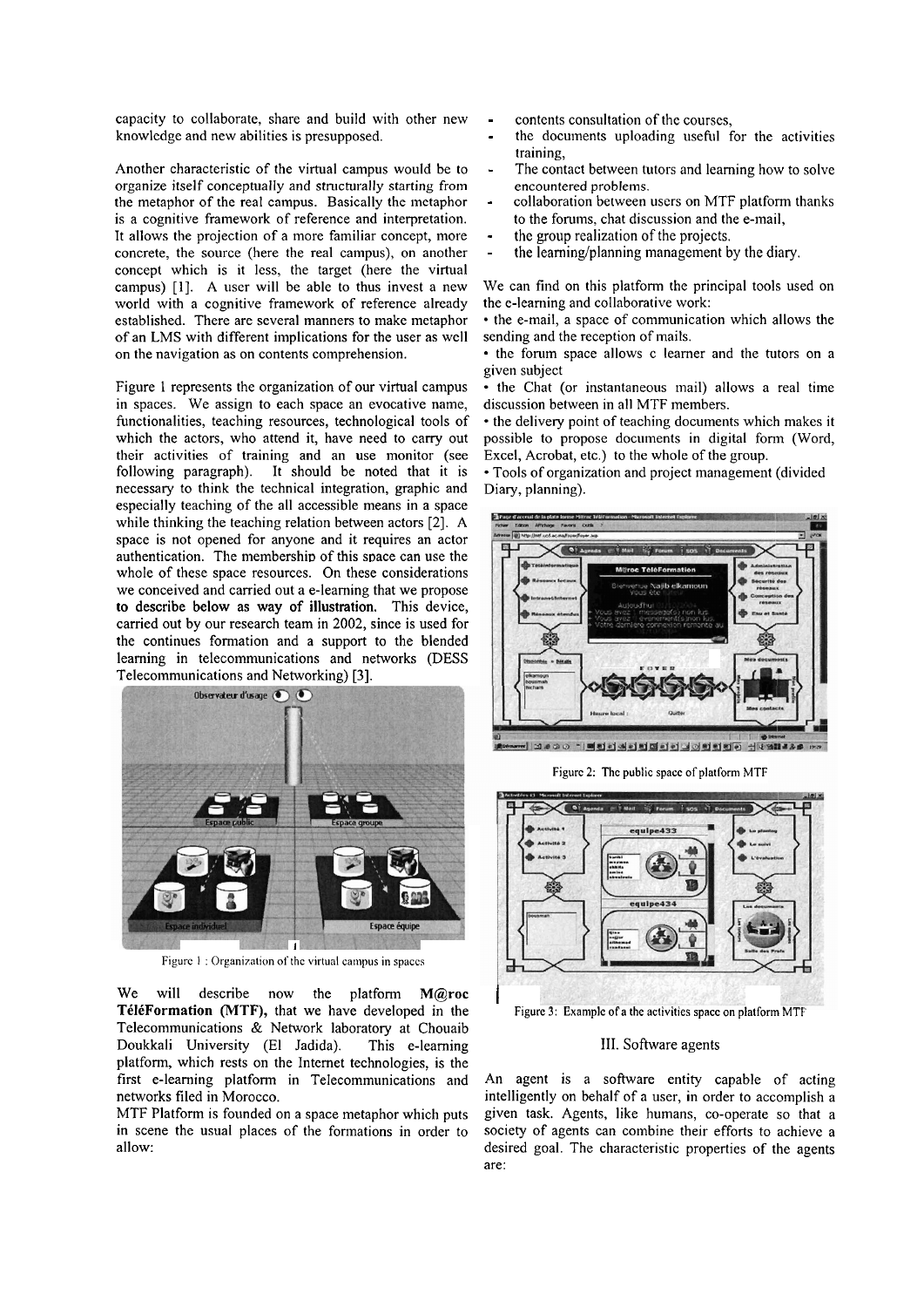capacity to collaborate, share and build with other new knowledge and new abilities is presupposed.

Another characteristic of the virtual campus would be to organize itself conceptually and structurally starting from the metaphor of the real campus. Basically the metaphor is a cognitive framework of reference and interpretation. It allows the projection of a more familiar concept, more concrete, the source (here the real campus), on another concept which is it less, the target (here the virtual campus) [1]. A user will be able to thus invest a new world with a cognitive framework of reference already established. There are several manners to make metaphor of an LMS with different implications for the user as well on the navigation as on contents comprehension.

Figure 1 represents the organization of our virtual campus in spaces. We assign to each space an evocative name, functionalities, teaching resources, technological tools of which the actors, who attend it, have need to carry out their activities of training and an use monitor (see following paragraph). It should be noted that it is necessary to think the technical integration, graphic and especially teaching of the all accessible means in a space while thinking the teaching relation between actors [2]. A space is not opened for anyone and it requires an actor authentication. The membership of this space can use the whole of these space resources. On these considerations we conceived and carried out a e-learning that we propose **to describe below as way of illustration.** This device, carried out by our research team in 2002, since is used for the continues formation and a support to the blended learning in telecommunications and networks (DESS Telecommunications and Networking) [3].

Figure 1 : Organization of the virtual campus in spaces

We will describe now the platform **M@roc TéléFormation (MTF),** that we have developed in the Telecommunications & Network laboratory at Chouaib Doukkali University (El Jadida). This e-learning platform, which rests on the Internet technologies, is the first e-learning platform in Telecommunications and networks filed in Morocco.

MTF Platform is founded on a space metaphor which puts in scene the usual places of the formations in order to allow:

- contents consultation of the courses,
- the documents uploading useful for the activities training,
- The contact between tutors and learning how to solve encountered problems.
- collaboration between users on MTF platform thanks to the forums, chat discussion and the e-mail,
- the group realization of the projects.
- the learning/planning management by the diary.

We can find on this platform the principal tools used on the e-learning and collaborative work:

- the e-mail, a space of communication which allows the sending and the reception of mails.
- the forum space allows c learner and the tutors on a given subject
- the Chat (or instantaneous mail) allows a real time discussion between in all MTF members.
- the delivery point of teaching documents which makes it possible to propose documents in digital form (Word, Excel, Acrobat, etc.) to the whole of the group.
- Tools of organization and project management (divided Diary, planning).

Figure 2: The public space of platform MTF

Figure 3: Example of a the activities space on platform MTF

## III. Software agents

An agent is a software entity capable of acting intelligently on behalf of a user, in order to accomplish a given task. Agents, like humans, co-operate so that a society of agents can combine their efforts to achieve a desired goal. The characteristic properties of the agents are: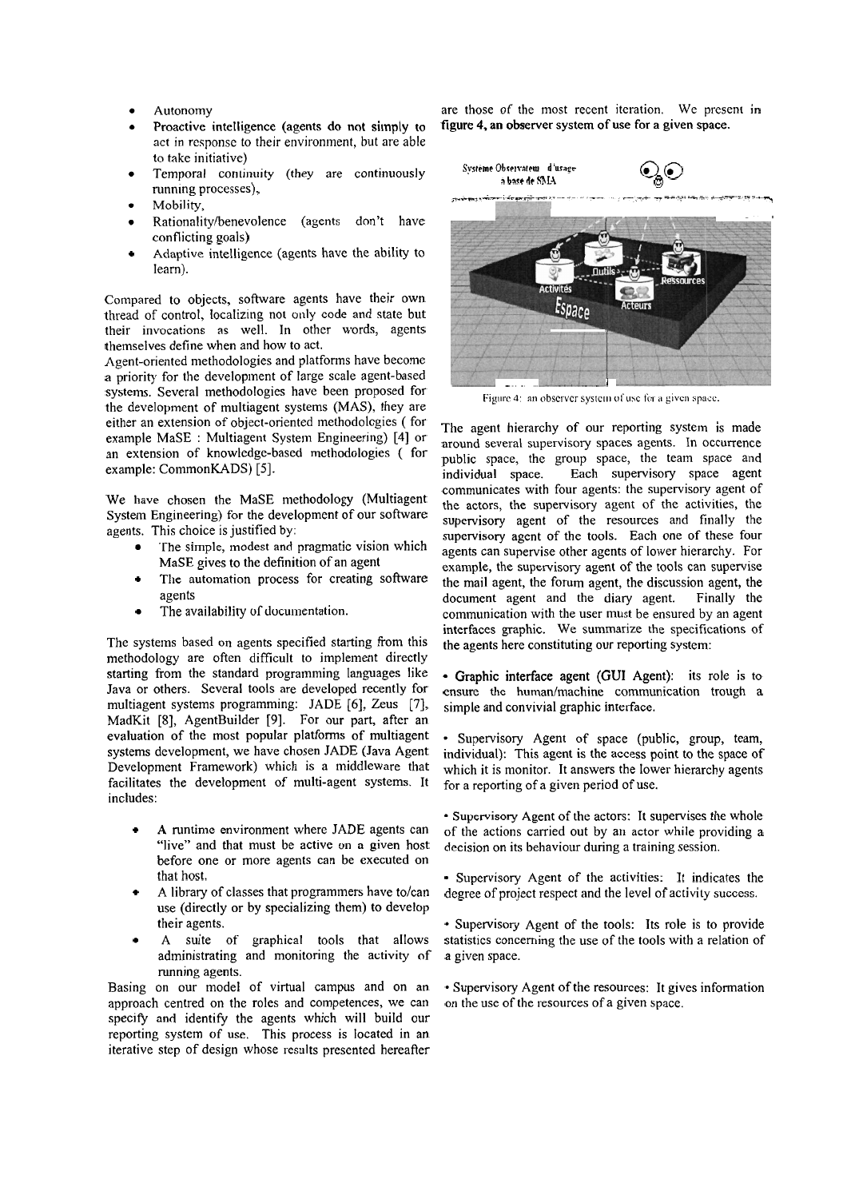- Autonomy
- Proactive intelligence (agents do not simply to act in response to their environment, but are able to take initiative)
- Temporal continuity (they are continuously running processes),
- Mobility,
- Rationality/benevolence (agents don't have conflicting goals)
- Adaptive intelligence (agents have the ability to learn).

Compared to objects, software agents have their own thread of control, localizing not only code and state but their invocations as well. In other words, agents themselves define when and how to act.

Agent-oriented methodologies and platforms have become a priority for the development of large scale agent-based systems. Several methodologies have been proposed for the development of multiagent systems (MAS), they are either an extension of object-oriented methodologies ( for example MaSE : Multiagent System Engineering) [4] or an extension of knowledge-based methodologies ( for example: CommonKADS) [5].

We have chosen the MaSE methodology (Multiagent System Engineering) for the development of our software agents. This choice is justified by:

- The simple, modest and pragmatic vision which MaSE gives to the definition of an agent
- The automation process for creating software agents
- The availability of documentation.

The systems based on agents specified starting from this methodology are often difficult to implement directly starting from the standard programming languages like Java or others. Several tools are developed recently for multiagent systems programming: JADE [6], Zeus [7], MadKit [8], AgentBuilder [9]. For our part, after an evaluation of the most popular platforms of multiagent systems development, we have chosen JADE (Java Agent Development Framework) which is a middleware that facilitates the development of multi-agent systems. It includes:

- A runtime environment where JADE agents can "live" and that must be active on a given host before one or more agents can be executed on that host,
- A library of classes that programmers have to/can use (directly or by specializing them) to develop their agents.
- A suite of graphical tools that allows administrating and monitoring the activity of running agents.

Basing on our model of virtual campus and on an approach centred on the roles and competences, we can specify and identify the agents which will build our reporting system of use. This process is located in an iterative step of design whose results presented hereafter are those of the most recent iteration. We present in **figure 4, an observer system of use for a given space.**

Figure 4: an observer system of use for a given space.

The agent hierarchy of our reporting system is made around several supervisory spaces agents. In occurrence public space, the group space, the team space and individual space. Each supervisory space agent communicates with four agents: the supervisory agent of the actors, the supervisory agent of the activities, the supervisory agent of the resources and finally the supervisory agent of the tools. Each one of these four agents can supervise other agents of lower hierarchy. For example, the supervisory agent of the tools can supervise the mail agent, the forum agent, the discussion agent, the document agent and the diary agent. Finally the communication with the user must be ensured by an agent interfaces graphic. We summarize the specifications of the agents here constituting our reporting system:

- **Graphic interface agent (GUI Agent):** its role is to ensure the human/machine communication trough a simple and convivial graphic interface.

- Supervisory Agent of space (public, group, team, individual): This agent is the access point to the space of which it is monitor. It answers the lower hierarchy agents for a reporting of a given period of use.

- Supervisory Agent of the actors: It supervises the whole of the actions carried out by an actor while providing a decision on its behaviour during a training session.

- Supervisory Agent of the activities: It indicates the degree of project respect and the level of activity success.

- Supervisory Agent of the tools: Its role is to provide statistics concerning the use of the tools with a relation of a given space.

- Supervisory Agent of the resources: It gives information on the use of the resources of a given space.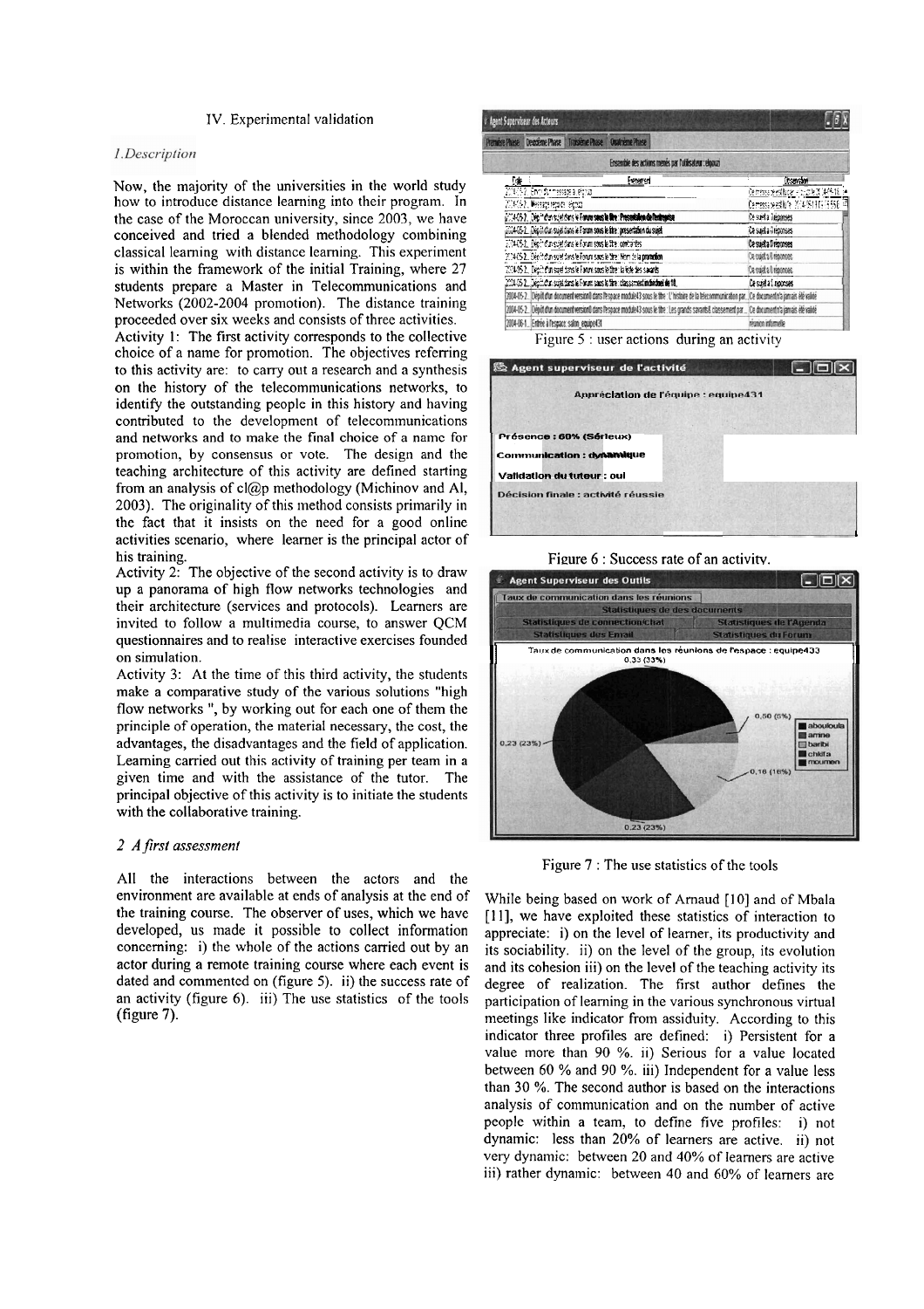## IV. Experimental validation

### *1.Description*

Now, the majority of the universities in the world study how to introduce distance learning into their program. In the case of the Moroccan university, since 2003, we have conceived and tried a blended methodology combining classical learning with distance learning. This experiment is within the framework of the initial Training, where 27 students prepare a Master in Telecommunications and Networks (2002-2004 promotion). The distance training proceeded over six weeks and consists of three activities.

Activity 1: The first activity corresponds to the collective choice of a name for promotion. The objectives referring to this activity are: to carry out a research and a synthesis on the history of the telecommunications networks, to identify the outstanding people in this history and having contributed to the development of telecommunications and networks and to make the final choice of a name for promotion, by consensus or vote. The design and the teaching architecture of this activity are defined starting from an analysis of cl@p methodology (Michinov and Al, 2003). The originality of this method consists primarily in the fact that it insists on the need for a good online activities scenario, where learner is the principal actor of his training.

Activity 2: The objective of the second activity is to draw up a panorama of high flow networks technologies and their architecture (services and protocols). Learners are invited to follow a multimedia course, to answer QCM questionnaires and to realise interactive exercises founded on simulation.

Activity 3: At the time of this third activity, the students make a comparative study of the various solutions "high flow networks ", by working out for each one of them the principle of operation, the material necessary, the cost, the advantages, the disadvantages and the field of application. Learning carried out this activity of training per team in a given time and with the assistance of the tutor. The principal objective of this activity is to initiate the students with the collaborative training.

### *2 A first assessment*

All the interactions between the actors and the environment are available at ends of analysis at the end of the training course. The observer of uses, which we have developed, us made it possible to collect information concerning: i) the whole of the actions carried out by an actor during a remote training course where each event is dated and commented on (figure 5). ii) the success rate of an activity (figure 6). iii) The use statistics of the tools (figure 7).

Figure 5 : user actions during an activity

Figure 6 : Success rate of an activity.

Figure 7 : The use statistics of the tools

While being based on work of Arnaud [10] and of Mbala [11], we have exploited these statistics of interaction to appreciate: i) on the level of learner, its productivity and its sociability. ii) on the level of the group, its evolution and its cohesion iii) on the level of the teaching activity its degree of realization. The first author defines the participation of learning in the various synchronous virtual meetings like indicator from assiduity. According to this indicator three profiles are defined: i) Persistent for a value more than 90 %. ii) Serious for a value located between 60 % and 90 %. iii) Independent for a value less than 30 %. The second author is based on the interactions analysis of communication and on the number of active people within a team, to define five profiles: i) not dynamic: less than 20% of learners are active. ii) not very dynamic: between 20 and 40% of learners are active iii) rather dynamic: between 40 and 60% of learners are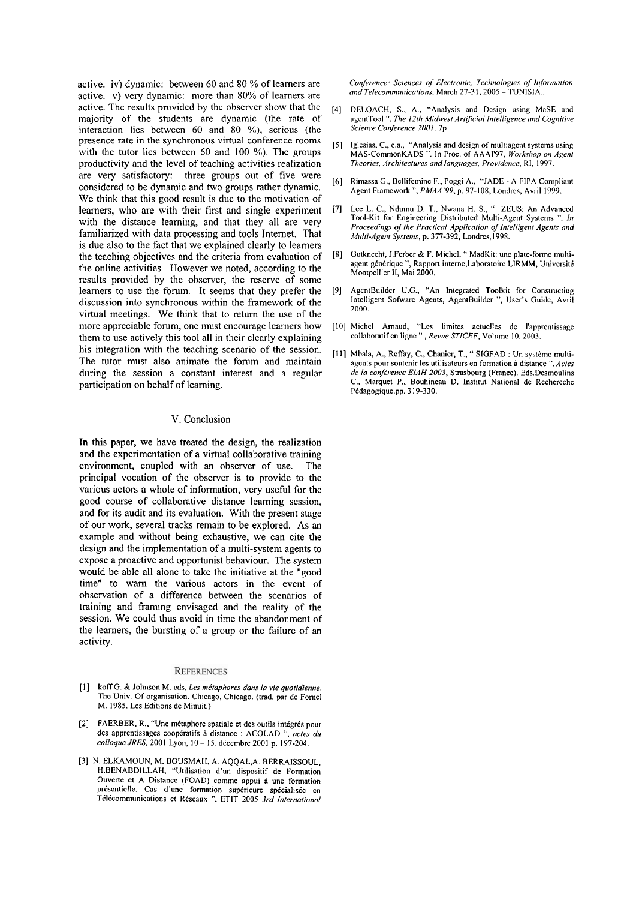active. iv) dynamic: between 60 and 80 % of learners are active. v) very dynamic: more than 80% of learners are active. The results provided by the observer show that the majority of the students are dynamic (the rate of interaction lies between 60 and 80 %), serious (the presence rate in the synchronous virtual conference rooms with the tutor lies between 60 and 100 %). The groups productivity and the level of teaching activities realization are very satisfactory: three groups out of five were considered to be dynamic and two groups rather dynamic. We think that this good result is due to the motivation of learners, who are with their first and single experiment with the distance learning, and that they all are very familiarized with data processing and tools Internet. That is due also to the fact that we explained clearly to learners the teaching objectives and the criteria from evaluation of the online activities. However we noted, according to the results provided by the observer, the reserve of some learners to use the forum. It seems that they prefer the discussion into synchronous within the framework of the virtual meetings. We think that to return the use of the more appreciable forum, one must encourage learners how them to use actively this tool all in their clearly explaining his integration with the teaching scenario of the session. The tutor must also animate the forum and maintain during the session a constant interest and a regular participation on behalf of learning.

## V. Conclusion

In this paper, we have treated the design, the realization and the experimentation of a virtual collaborative training environment, coupled with an observer of use. The principal vocation of the observer is to provide to the various actors a whole of information, very useful for the good course of collaborative distance learning session, and for its audit and its evaluation. With the present stage of our work, several tracks remain to be explored. As an example and without being exhaustive, we can cite the design and the implementation of a multi-system agents to expose a proactive and opportunist behaviour. The system would be able all alone to take the initiative at the "good time" to warn the various actors in the event of observation of a difference between the scenarios of training and framing envisaged and the reality of the session. We could thus avoid in time the abandonment of the learners, the bursting of a group or the failure of an activity.

## References

[1] koff G. & Johnson M. eds, *Les métaphores dans la vie quotidienne*. The Univ. Of organisation. Chicago, Chicago. (trad. par de Fornel M. 1985. Les Editions de Minuit.)

[2] FAERBER, R., "Une métaphore spatiale et des outils intégrés pour des apprentissages coopératifs à distance : ACOLAD ", *actes du colloque JRES*, 2001 Lyon, 10 – 15. décembre 2001 p. 197-204.

[3] N. ELKAMOUN, M. BOUSMAH, A. AQQAL,A. BERRAISSOUL, H.BENABDILLAH, "Utilisation d'un dispositif de Formation Ouverte et A Distance (FOAD) comme appui à une formation présentielle. Cas d'une formation supérieure spécialisée en Télécommunications et Réseaux ", ETIT 2005 *3rd International Conference: Sciences of Electronic, Technologies of Information and Telecommunications*. March 27-31, 2005 – TUNISIA..

[4] DELOACH, S., A., "Analysis and Design using MaSE and agentTool ". *The 12th Midwest Artificial Intelligence and Cognitive Science Conference 2001*. 7p

[5] Iglesias, C., e.a., "Analysis and design of multiagent systems using MAS-CommonKADS ". In Proc. of AAAI'97, *Workshop on Agent Theories, Architectures and languages, Providence*, RI, 1997.

[6] Rimassa G., Bellifemine F., Poggi A., "JADE - A FIPA Compliant Agent Framework ", *PMAA'99*, p. 97-108, Londres, Avril 1999.

[7] Lee L. C., Ndumu D. T., Nwana H. S., " ZEUS: An Advanced Tool-Kit for Engineering Distributed Multi-Agent Systems ". *In Proceedings of the Practical Application of Intelligent Agents and Multi-Agent Systems*, p. 377-392, Londres,1998.

[8] Gutknecht, J.Ferber & F. Michel, " MadKit: une plate-forme multi-agent générique ", Rapport interne,Laboratoire LIRMM, Université Montpellier II, Mai 2000.

[9] AgentBuilder U.G., "An Integrated Toolkit for Constructing Intelligent Sofware Agents, AgentBuilder ", User's Guide, Avril 2000.

[10] Michel Arnaud, "Les limites actuelles de l'apprentissage collaboratif en ligne " , *Revue STICEF*, Volume 10, 2003.

[11] Mbala, A., Reffay, C., Chanier, T., " SIGFAD : Un système multi-agents pour soutenir les utilisateurs en formation à distance ". *Actes de la conférence EIAH 2003*, Strasbourg (France). Eds.Desmoulins C., Marquet P., Bouhineau D. Institut National de Rechercche Pédagogique.pp. 319-330.